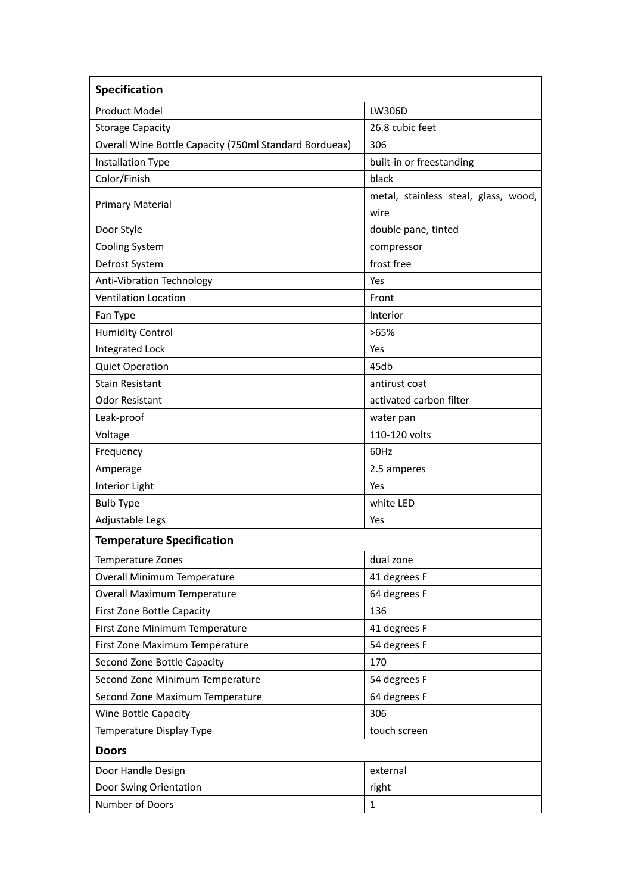| Specification | |
|---|---|
| Product Model | LW306D |
| Storage Capacity | 26.8 cubic feet |
| Overall Wine Bottle Capacity (750ml Standard Bordueax) | 306 |
| Installation Type | built-in or freestanding |
| Color/Finish | black |
| Primary Material | metal, stainless steal, glass, wood, wire |
| Door Style | double pane, tinted |
| Cooling System | compressor |
| Defrost System | frost free |
| Anti-Vibration Technology | Yes |
| Ventilation Location | Front |
| Fan Type | Interior |
| Humidity Control | >65% |
| Integrated Lock | Yes |
| Quiet Operation | 45db |
| Stain Resistant | antirust coat |
| Odor Resistant | activated carbon filter |
| Leak-proof | water pan |
| Voltage | 110-120 volts |
| Frequency | 60Hz |
| Amperage | 2.5 amperes |
| Interior Light | Yes |
| Bulb Type | white LED |
| Adjustable Legs | Yes |
| **Temperature Specification** | |
| Temperature Zones | dual zone |
| Overall Minimum Temperature | 41 degrees F |
| Overall Maximum Temperature | 64 degrees F |
| First Zone Bottle Capacity | 136 |
| First Zone Minimum Temperature | 41 degrees F |
| First Zone Maximum Temperature | 54 degrees F |
| Second Zone Bottle Capacity | 170 |
| Second Zone Minimum Temperature | 54 degrees F |
| Second Zone Maximum Temperature | 64 degrees F |
| Wine Bottle Capacity | 306 |
| Temperature Display Type | touch screen |
| **Doors** | |
| Door Handle Design | external |
| Door Swing Orientation | right |
| Number of Doors | 1 |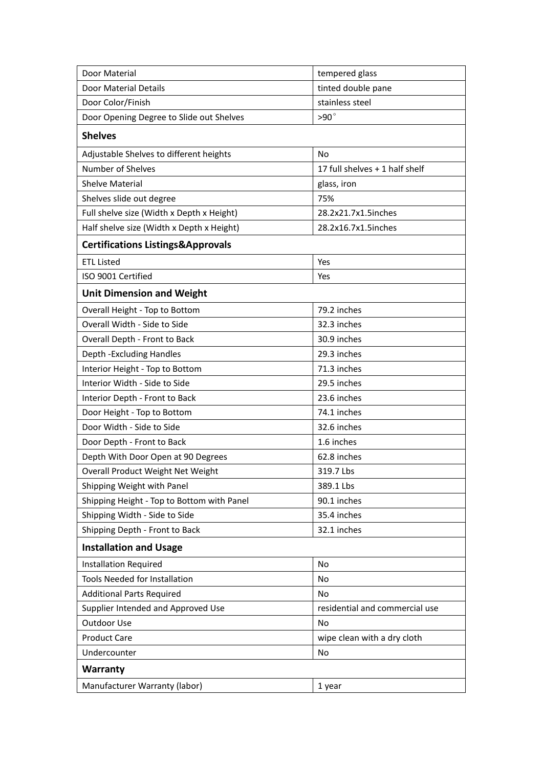| Door Material | tempered glass |
|---|---|
| Door Material Details | tinted double pane |
| Door Color/Finish | stainless steel |
| Door Opening Degree to Slide out Shelves | >90° |
| **Shelves** | |
| Adjustable Shelves to different heights | No |
| Number of Shelves | 17 full shelves + 1 half shelf |
| Shelve Material | glass, iron |
| Shelves slide out degree | 75% |
| Full shelve size (Width x Depth x Height) | 28.2x21.7x1.5inches |
| Half shelve size (Width x Depth x Height) | 28.2x16.7x1.5inches |
| **Certifications Listings&Approvals** | |
| ETL Listed | Yes |
| ISO 9001 Certified | Yes |
| **Unit Dimension and Weight** | |
| Overall Height - Top to Bottom | 79.2 inches |
| Overall Width - Side to Side | 32.3 inches |
| Overall Depth - Front to Back | 30.9 inches |
| Depth -Excluding Handles | 29.3 inches |
| Interior Height - Top to Bottom | 71.3 inches |
| Interior Width - Side to Side | 29.5 inches |
| Interior Depth - Front to Back | 23.6 inches |
| Door Height - Top to Bottom | 74.1 inches |
| Door Width - Side to Side | 32.6 inches |
| Door Depth - Front to Back | 1.6 inches |
| Depth With Door Open at 90 Degrees | 62.8 inches |
| Overall Product Weight Net Weight | 319.7 Lbs |
| Shipping Weight with Panel | 389.1 Lbs |
| Shipping Height - Top to Bottom with Panel | 90.1 inches |
| Shipping Width - Side to Side | 35.4 inches |
| Shipping Depth - Front to Back | 32.1 inches |
| **Installation and Usage** | |
| Installation Required | No |
| Tools Needed for Installation | No |
| Additional Parts Required | No |
| Supplier Intended and Approved Use | residential and commercial use |
| Outdoor Use | No |
| Product Care | wipe clean with a dry cloth |
| Undercounter | No |
| **Warranty** | |
| Manufacturer Warranty (labor) | 1 year |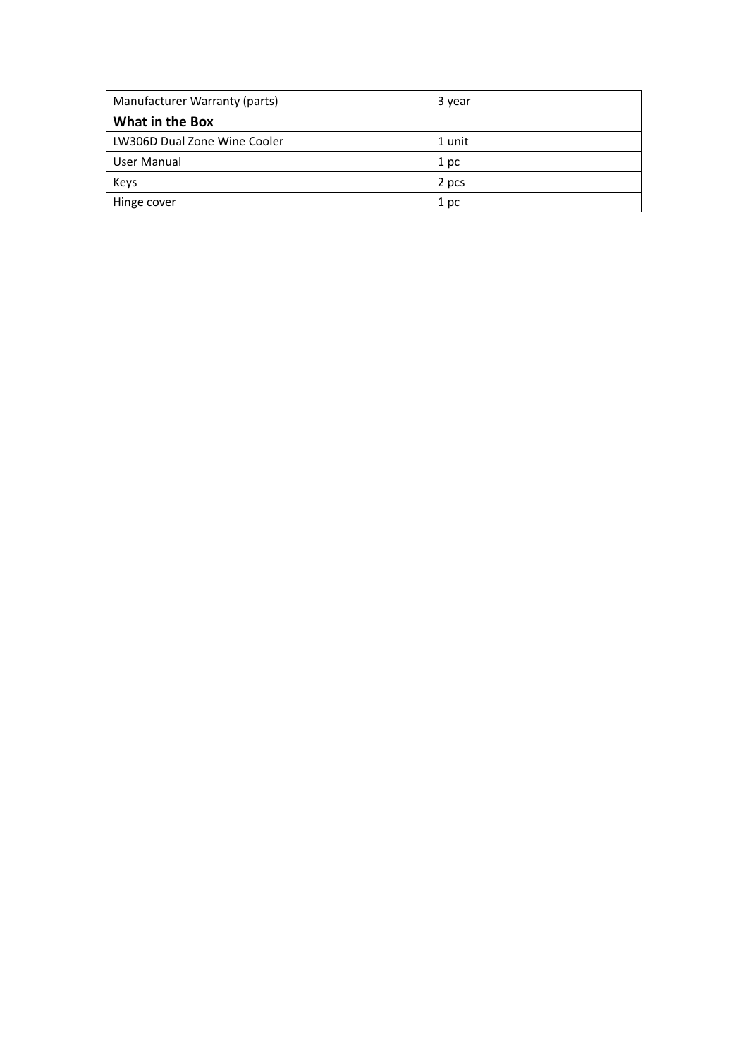| | |
|---|---|
| Manufacturer Warranty (parts) | 3 year |
| **What in the Box** | |
| LW306D Dual Zone Wine Cooler | 1 unit |
| User Manual | 1 pc |
| Keys | 2 pcs |
| Hinge cover | 1 pc |